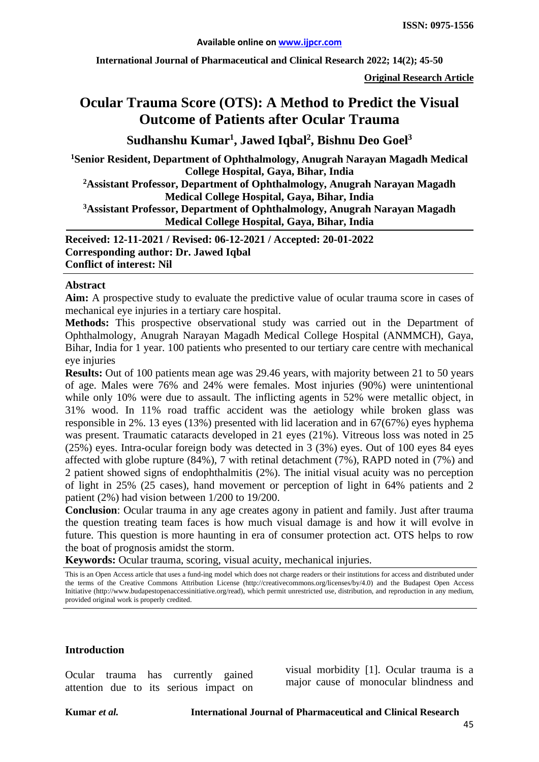**ISSN: 0975-1556**

**Available online on www.ijpcr.com**

**Original Research Article**

# Ocular Trauma Score (OTS): A Method to Predict the Visual Outcome of Patients after Ocular Trauma

**Sudhanshu Kumar[1], Jawed Iqbal[2], Bishnu Deo Goel[3]**

**[1]Senior Resident, Department of Ophthalmology, Anugrah Narayan Magadh Medical College Hospital, Gaya, Bihar, India**

**[2]Assistant Professor, Department of Ophthalmology, Anugrah Narayan Magadh Medical College Hospital, Gaya, Bihar, India**

**[3]Assistant Professor, Department of Ophthalmology, Anugrah Narayan Magadh Medical College Hospital, Gaya, Bihar, India**

**Received: 12-11-2021 / Revised: 06-12-2021 / Accepted: 20-01-2022**
**Corresponding author: Dr. Jawed Iqbal**
**Conflict of interest: Nil**

## Abstract

**Aim:** A prospective study to evaluate the predictive value of ocular trauma score in cases of mechanical eye injuries in a tertiary care hospital.

**Methods:** This prospective observational study was carried out in the Department of Ophthalmology, Anugrah Narayan Magadh Medical College Hospital (ANMMCH), Gaya, Bihar, India for 1 year. 100 patients who presented to our tertiary care centre with mechanical eye injuries

**Results:** Out of 100 patients mean age was 29.46 years, with majority between 21 to 50 years of age. Males were 76% and 24% were females. Most injuries (90%) were unintentional while only 10% were due to assault. The inflicting agents in 52% were metallic object, in 31% wood. In 11% road traffic accident was the aetiology while broken glass was responsible in 2%. 13 eyes (13%) presented with lid laceration and in 67(67%) eyes hyphema was present. Traumatic cataracts developed in 21 eyes (21%). Vitreous loss was noted in 25 (25%) eyes. Intra-ocular foreign body was detected in 3 (3%) eyes. Out of 100 eyes 84 eyes affected with globe rupture (84%), 7 with retinal detachment (7%), RAPD noted in (7%) and 2 patient showed signs of endophthalmitis (2%). The initial visual acuity was no perception of light in 25% (25 cases), hand movement or perception of light in 64% patients and 2 patient (2%) had vision between 1/200 to 19/200.

**Conclusion**: Ocular trauma in any age creates agony in patient and family. Just after trauma the question treating team faces is how much visual damage is and how it will evolve in future. This question is more haunting in era of consumer protection act. OTS helps to row the boat of prognosis amidst the storm.

**Keywords:** Ocular trauma, scoring, visual acuity, mechanical injuries.

This is an Open Access article that uses a fund-ing model which does not charge readers or their institutions for access and distributed under the terms of the Creative Commons Attribution License (http://creativecommons.org/licenses/by/4.0) and the Budapest Open Access Initiative (http://www.budapestopenaccessinitiative.org/read), which permit unrestricted use, distribution, and reproduction in any medium, provided original work is properly credited.

## Introduction

Ocular trauma has currently gained attention due to its serious impact on visual morbidity [1]. Ocular trauma is a major cause of monocular blindness and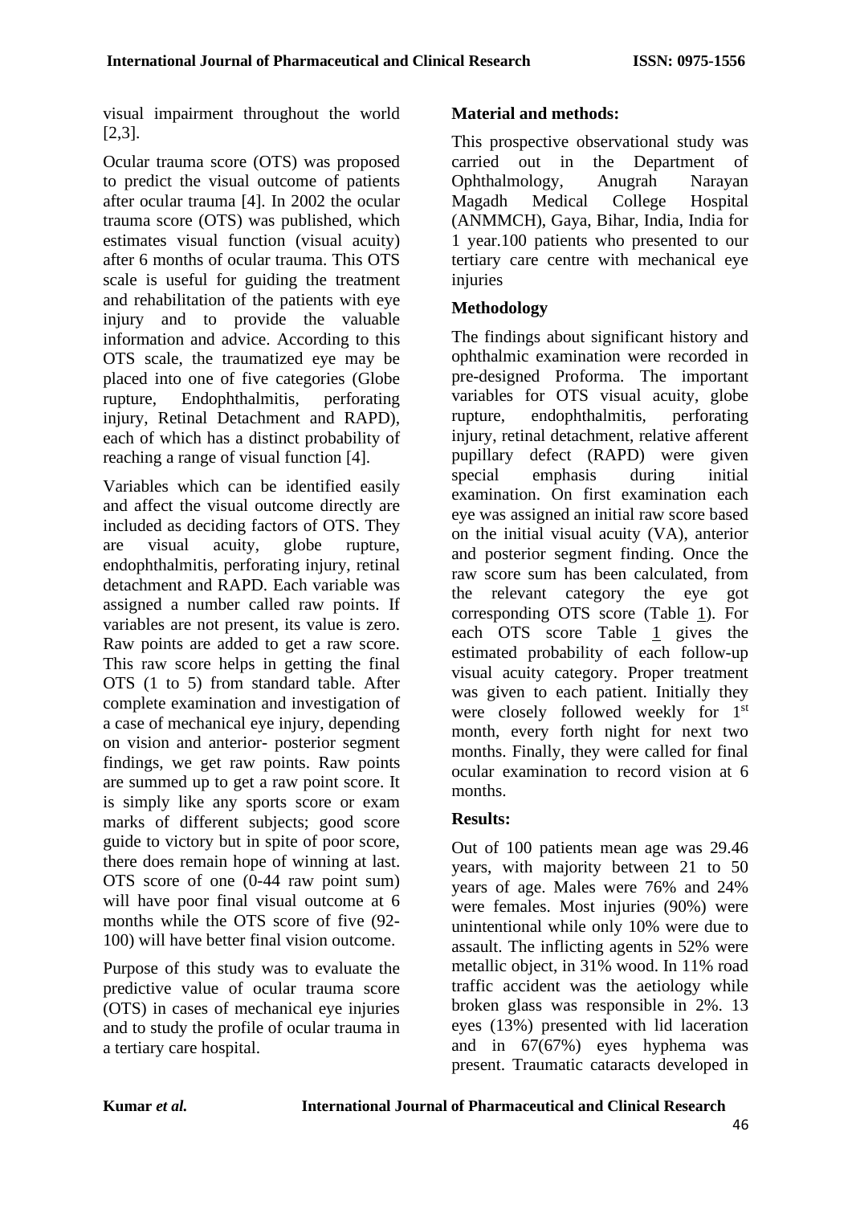visual impairment throughout the world [2,3].

Ocular trauma score (OTS) was proposed to predict the visual outcome of patients after ocular trauma [4]. In 2002 the ocular trauma score (OTS) was published, which estimates visual function (visual acuity) after 6 months of ocular trauma. This OTS scale is useful for guiding the treatment and rehabilitation of the patients with eye injury and to provide the valuable information and advice. According to this OTS scale, the traumatized eye may be placed into one of five categories (Globe rupture, Endophthalmitis, perforating injury, Retinal Detachment and RAPD), each of which has a distinct probability of reaching a range of visual function [4].

Variables which can be identified easily and affect the visual outcome directly are included as deciding factors of OTS. They are visual acuity, globe rupture, endophthalmitis, perforating injury, retinal detachment and RAPD. Each variable was assigned a number called raw points. If variables are not present, its value is zero. Raw points are added to get a raw score. This raw score helps in getting the final OTS (1 to 5) from standard table. After complete examination and investigation of a case of mechanical eye injury, depending on vision and anterior- posterior segment findings, we get raw points. Raw points are summed up to get a raw point score. It is simply like any sports score or exam marks of different subjects; good score guide to victory but in spite of poor score, there does remain hope of winning at last. OTS score of one (0-44 raw point sum) will have poor final visual outcome at 6 months while the OTS score of five (92-100) will have better final vision outcome.

Purpose of this study was to evaluate the predictive value of ocular trauma score (OTS) in cases of mechanical eye injuries and to study the profile of ocular trauma in a tertiary care hospital.

## Material and methods:

This prospective observational study was carried out in the Department of Ophthalmology, Anugrah Narayan Magadh Medical College Hospital (ANMMCH), Gaya, Bihar, India, India for 1 year.100 patients who presented to our tertiary care centre with mechanical eye injuries

## Methodology

The findings about significant history and ophthalmic examination were recorded in pre-designed Proforma. The important variables for OTS visual acuity, globe rupture, endophthalmitis, perforating injury, retinal detachment, relative afferent pupillary defect (RAPD) were given special emphasis during initial examination. On first examination each eye was assigned an initial raw score based on the initial visual acuity (VA), anterior and posterior segment finding. Once the raw score sum has been calculated, from the relevant category the eye got corresponding OTS score (Table 1). For each OTS score Table 1 gives the estimated probability of each follow-up visual acuity category. Proper treatment was given to each patient. Initially they were closely followed weekly for 1st month, every forth night for next two months. Finally, they were called for final ocular examination to record vision at 6 months.

## Results:

Out of 100 patients mean age was 29.46 years, with majority between 21 to 50 years of age. Males were 76% and 24% were females. Most injuries (90%) were unintentional while only 10% were due to assault. The inflicting agents in 52% were metallic object, in 31% wood. In 11% road traffic accident was the aetiology while broken glass was responsible in 2%. 13 eyes (13%) presented with lid laceration and in 67(67%) eyes hyphema was present. Traumatic cataracts developed in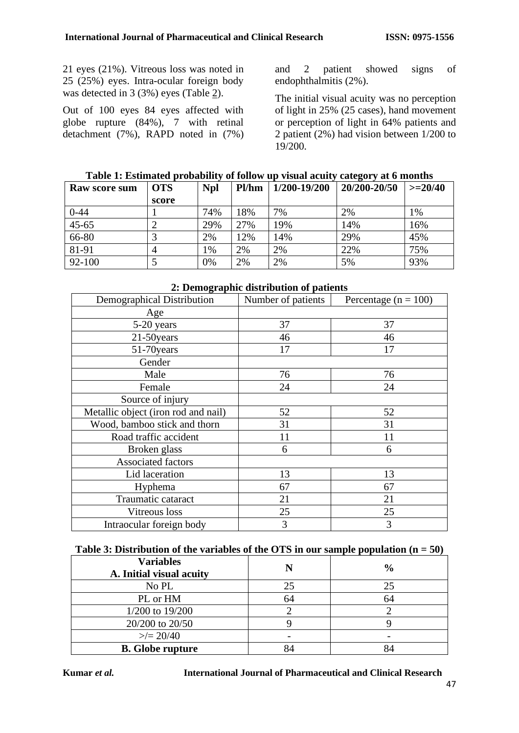21 eyes (21%). Vitreous loss was noted in 25 (25%) eyes. Intra-ocular foreign body was detected in 3 (3%) eyes (Table 2).

Out of 100 eyes 84 eyes affected with globe rupture (84%), 7 with retinal detachment (7%), RAPD noted in (7%) and 2 patient showed signs of endophthalmitis (2%).

The initial visual acuity was no perception of light in 25% (25 cases), hand movement or perception of light in 64% patients and 2 patient (2%) had vision between 1/200 to 19/200.

**Table 1: Estimated probability of follow up visual acuity category at 6 months**

| Raw score sum | OTS score | Npl | Pl/hm | 1/200-19/200 | 20/200-20/50 | >=20/40 |
|---|---|---|---|---|---|---|
| 0-44 | 1 | 74% | 18% | 7% | 2% | 1% |
| 45-65 | 2 | 29% | 27% | 19% | 14% | 16% |
| 66-80 | 3 | 2% | 12% | 14% | 29% | 45% |
| 81-91 | 4 | 1% | 2% | 2% | 22% | 75% |
| 92-100 | 5 | 0% | 2% | 2% | 5% | 93% |

**2: Demographic distribution of patients**

| Demographical Distribution | Number of patients | Percentage (n = 100) |
|---|---|---|
| Age | | |
| 5-20 years | 37 | 37 |
| 21-50years | 46 | 46 |
| 51-70years | 17 | 17 |
| Gender | | |
| Male | 76 | 76 |
| Female | 24 | 24 |
| Source of injury | | |
| Metallic object (iron rod and nail) | 52 | 52 |
| Wood, bamboo stick and thorn | 31 | 31 |
| Road traffic accident | 11 | 11 |
| Broken glass | 6 | 6 |
| Associated factors | | |
| Lid laceration | 13 | 13 |
| Hyphema | 67 | 67 |
| Traumatic cataract | 21 | 21 |
| Vitreous loss | 25 | 25 |
| Intraocular foreign body | 3 | 3 |

**Table 3: Distribution of the variables of the OTS in our sample population (n = 50)**

| **Variables**<br>**A. Initial visual acuity** | **N** | **%** |
|---|---|---|
| No PL | 25 | 25 |
| PL or HM | 64 | 64 |
| 1/200 to 19/200 | 2 | 2 |
| 20/200 to 20/50 | 9 | 9 |
| >/= 20/40 | - | - |
| **B. Globe rupture** | 84 | 84 |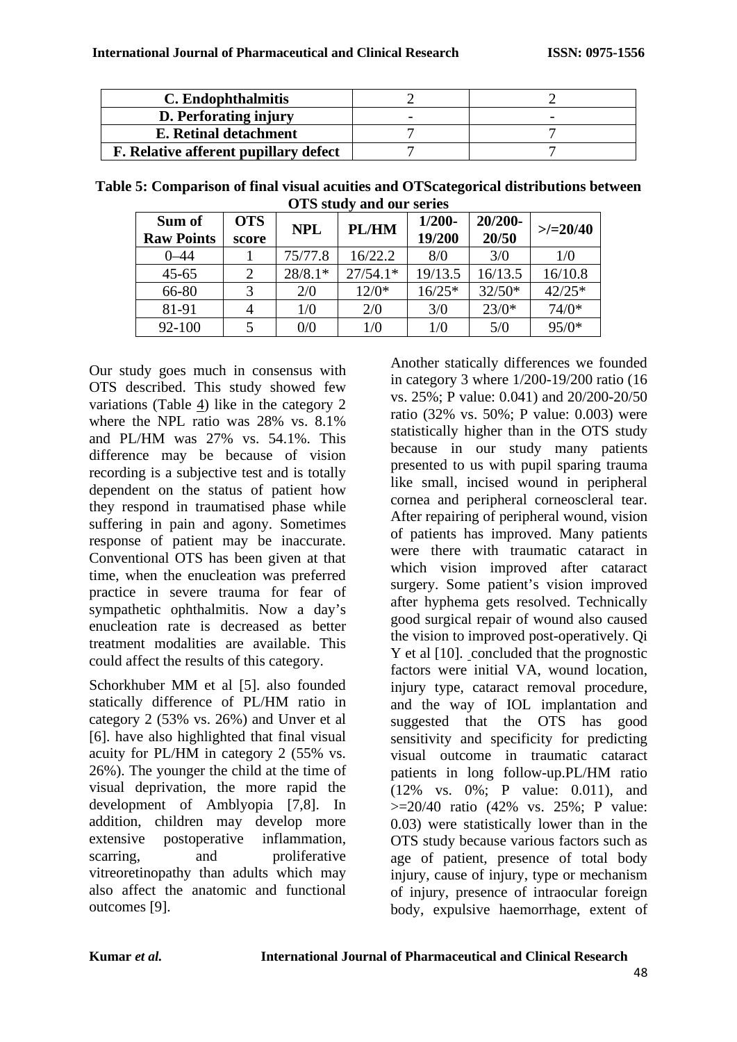| | | |
|---|---|---|
| **C. Endophthalmitis** | 2 | 2 |
| **D. Perforating injury** | - | - |
| **E. Retinal detachment** | 7 | 7 |
| **F. Relative afferent pupillary defect** | 7 | 7 |

**Table 5: Comparison of final visual acuities and OTScategorical distributions between OTS study and our series**

| Sum of Raw Points | OTS score | NPL | PL/HM | 1/200-19/200 | 20/200-20/50 | >/=20/40 |
|---|---|---|---|---|---|---|
| 0–44 | 1 | 75/77.8 | 16/22.2 | 8/0 | 3/0 | 1/0 |
| 45-65 | 2 | 28/8.1* | 27/54.1* | 19/13.5 | 16/13.5 | 16/10.8 |
| 66-80 | 3 | 2/0 | 12/0* | 16/25* | 32/50* | 42/25* |
| 81-91 | 4 | 1/0 | 2/0 | 3/0 | 23/0* | 74/0* |
| 92-100 | 5 | 0/0 | 1/0 | 1/0 | 5/0 | 95/0* |

Our study goes much in consensus with OTS described. This study showed few variations (Table 4) like in the category 2 where the NPL ratio was 28% vs. 8.1% and PL/HM was 27% vs. 54.1%. This difference may be because of vision recording is a subjective test and is totally dependent on the status of patient how they respond in traumatised phase while suffering in pain and agony. Sometimes response of patient may be inaccurate. Conventional OTS has been given at that time, when the enucleation was preferred practice in severe trauma for fear of sympathetic ophthalmitis. Now a day's enucleation rate is decreased as better treatment modalities are available. This could affect the results of this category.

Schorkhuber MM et al [5]. also founded statically difference of PL/HM ratio in category 2 (53% vs. 26%) and Unver et al [6]. have also highlighted that final visual acuity for PL/HM in category 2 (55% vs. 26%). The younger the child at the time of visual deprivation, the more rapid the development of Amblyopia [7,8]. In addition, children may develop more extensive postoperative inflammation, scarring, and proliferative vitreoretinopathy than adults which may also affect the anatomic and functional outcomes [9].

Another statically differences we founded in category 3 where 1/200-19/200 ratio (16 vs. 25%; P value: 0.041) and 20/200-20/50 ratio (32% vs. 50%; P value: 0.003) were statistically higher than in the OTS study because in our study many patients presented to us with pupil sparing trauma like small, incised wound in peripheral cornea and peripheral corneoscleral tear. After repairing of peripheral wound, vision of patients has improved. Many patients were there with traumatic cataract in which vision improved after cataract surgery. Some patient's vision improved after hyphema gets resolved. Technically good surgical repair of wound also caused the vision to improved post-operatively. Qi Y et al [10]. concluded that the prognostic factors were initial VA, wound location, injury type, cataract removal procedure, and the way of IOL implantation and suggested that the OTS has good sensitivity and specificity for predicting visual outcome in traumatic cataract patients in long follow-up.PL/HM ratio (12% vs. 0%; P value: 0.011), and >=20/40 ratio (42% vs. 25%; P value: 0.03) were statistically lower than in the OTS study because various factors such as age of patient, presence of total body injury, cause of injury, type or mechanism of injury, presence of intraocular foreign body, expulsive haemorrhage, extent of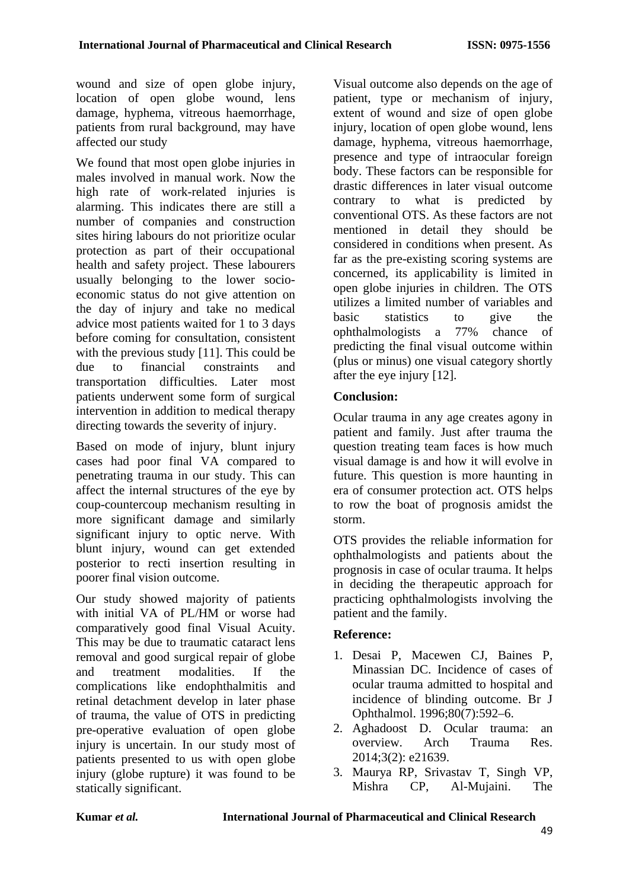wound and size of open globe injury, location of open globe wound, lens damage, hyphema, vitreous haemorrhage, patients from rural background, may have affected our study

We found that most open globe injuries in males involved in manual work. Now the high rate of work-related injuries is alarming. This indicates there are still a number of companies and construction sites hiring labours do not prioritize ocular protection as part of their occupational health and safety project. These labourers usually belonging to the lower socio-economic status do not give attention on the day of injury and take no medical advice most patients waited for 1 to 3 days before coming for consultation, consistent with the previous study [11]. This could be due to financial constraints and transportation difficulties. Later most patients underwent some form of surgical intervention in addition to medical therapy directing towards the severity of injury.

Based on mode of injury, blunt injury cases had poor final VA compared to penetrating trauma in our study. This can affect the internal structures of the eye by coup-countercoup mechanism resulting in more significant damage and similarly significant injury to optic nerve. With blunt injury, wound can get extended posterior to recti insertion resulting in poorer final vision outcome.

Our study showed majority of patients with initial VA of PL/HM or worse had comparatively good final Visual Acuity. This may be due to traumatic cataract lens removal and good surgical repair of globe and treatment modalities. If the complications like endophthalmitis and retinal detachment develop in later phase of trauma, the value of OTS in predicting pre-operative evaluation of open globe injury is uncertain. In our study most of patients presented to us with open globe injury (globe rupture) it was found to be statically significant.

Visual outcome also depends on the age of patient, type or mechanism of injury, extent of wound and size of open globe injury, location of open globe wound, lens damage, hyphema, vitreous haemorrhage, presence and type of intraocular foreign body. These factors can be responsible for drastic differences in later visual outcome contrary to what is predicted by conventional OTS. As these factors are not mentioned in detail they should be considered in conditions when present. As far as the pre-existing scoring systems are concerned, its applicability is limited in open globe injuries in children. The OTS utilizes a limited number of variables and basic statistics to give the ophthalmologists a 77% chance of predicting the final visual outcome within (plus or minus) one visual category shortly after the eye injury [12].

## Conclusion:

Ocular trauma in any age creates agony in patient and family. Just after trauma the question treating team faces is how much visual damage is and how it will evolve in future. This question is more haunting in era of consumer protection act. OTS helps to row the boat of prognosis amidst the storm.

OTS provides the reliable information for ophthalmologists and patients about the prognosis in case of ocular trauma. It helps in deciding the therapeutic approach for practicing ophthalmologists involving the patient and the family.

## Reference:

1. Desai P, Macewen CJ, Baines P, Minassian DC. Incidence of cases of ocular trauma admitted to hospital and incidence of blinding outcome. Br J Ophthalmol. 1996;80(7):592–6.
2. Aghadoost D. Ocular trauma: an overview. Arch Trauma Res. 2014;3(2): e21639.
3. Maurya RP, Srivastav T, Singh VP, Mishra CP, Al-Mujaini. The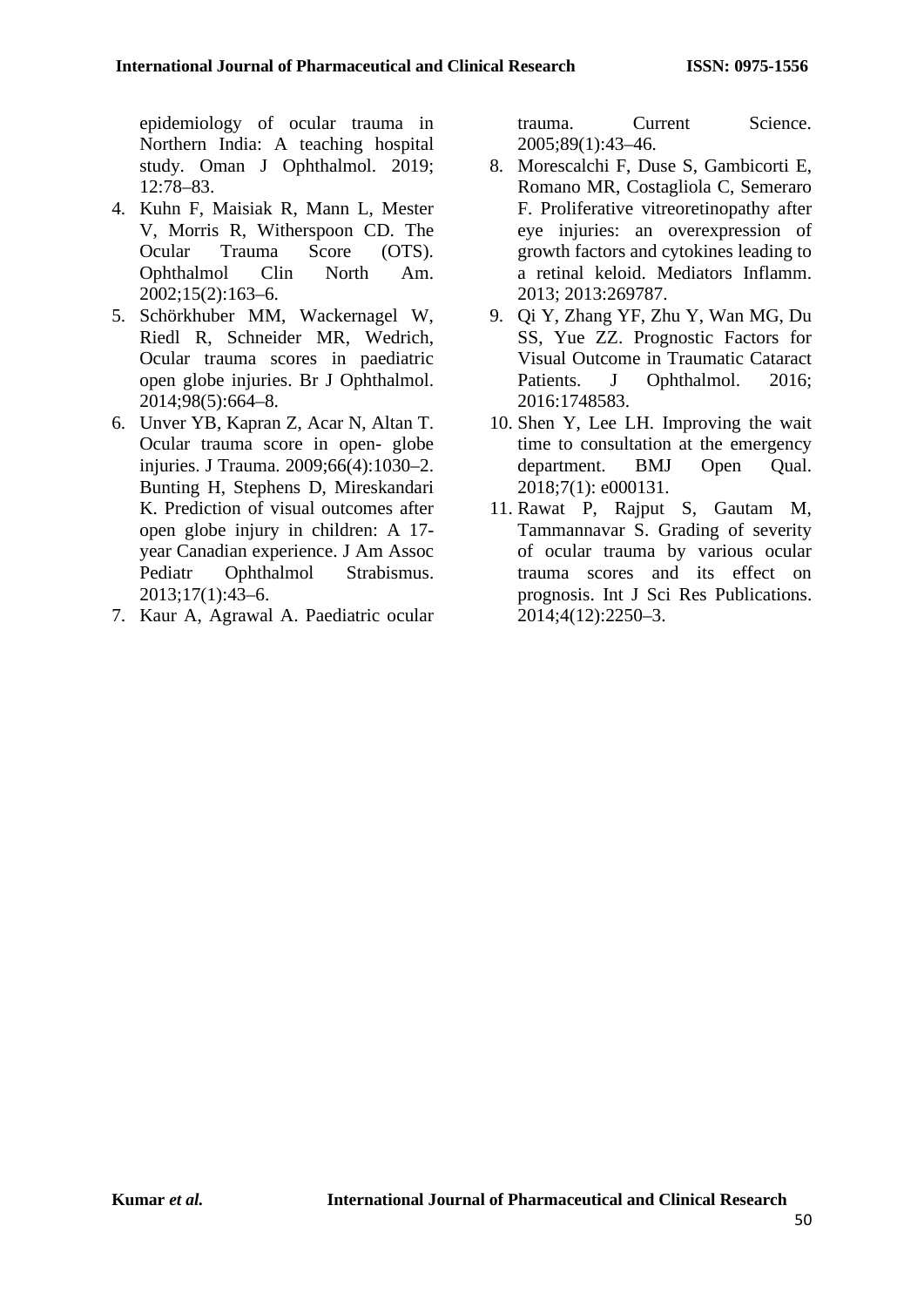epidemiology of ocular trauma in Northern India: A teaching hospital study. Oman J Ophthalmol. 2019; 12:78–83.

4. Kuhn F, Maisiak R, Mann L, Mester V, Morris R, Witherspoon CD. The Ocular Trauma Score (OTS). Ophthalmol Clin North Am. 2002;15(2):163–6.
5. Schörkhuber MM, Wackernagel W, Riedl R, Schneider MR, Wedrich, Ocular trauma scores in paediatric open globe injuries. Br J Ophthalmol. 2014;98(5):664–8.
6. Unver YB, Kapran Z, Acar N, Altan T. Ocular trauma score in open- globe injuries. J Trauma. 2009;66(4):1030–2. Bunting H, Stephens D, Mireskandari K. Prediction of visual outcomes after open globe injury in children: A 17-year Canadian experience. J Am Assoc Pediatr Ophthalmol Strabismus. 2013;17(1):43–6.
7. Kaur A, Agrawal A. Paediatric ocular trauma. Current Science. 2005;89(1):43–46.
8. Morescalchi F, Duse S, Gambicorti E, Romano MR, Costagliola C, Semeraro F. Proliferative vitreoretinopathy after eye injuries: an overexpression of growth factors and cytokines leading to a retinal keloid. Mediators Inflamm. 2013; 2013:269787.
9. Qi Y, Zhang YF, Zhu Y, Wan MG, Du SS, Yue ZZ. Prognostic Factors for Visual Outcome in Traumatic Cataract Patients. J Ophthalmol. 2016; 2016:1748583.
10. Shen Y, Lee LH. Improving the wait time to consultation at the emergency department. BMJ Open Qual. 2018;7(1): e000131.
11. Rawat P, Rajput S, Gautam M, Tammannavar S. Grading of severity of ocular trauma by various ocular trauma scores and its effect on prognosis. Int J Sci Res Publications. 2014;4(12):2250–3.